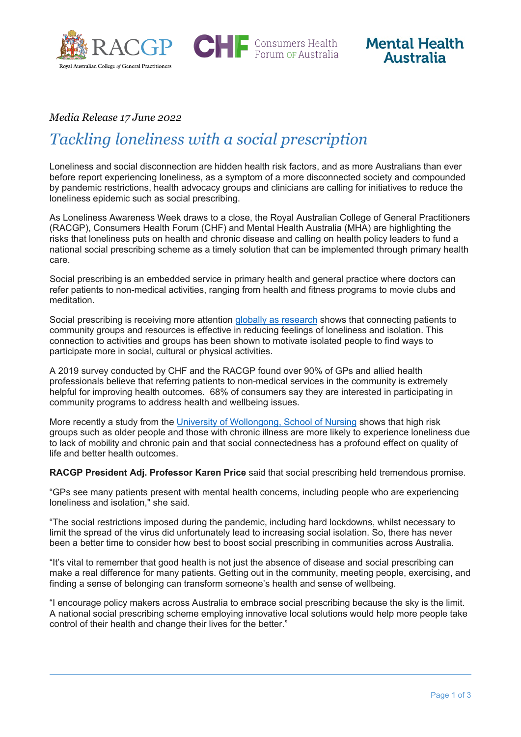*Media Release 17 June 2022*

# *Tackling loneliness with a social prescription*

Loneliness and social disconnection are hidden health risk factors, and as more Australians than ever before report experiencing loneliness, as a symptom of a more disconnected society and compounded by pandemic restrictions, health advocacy groups and clinicians are calling for initiatives to reduce the loneliness epidemic such as social prescribing.

As Loneliness Awareness Week draws to a close, the Royal Australian College of General Practitioners (RACGP), Consumers Health Forum (CHF) and Mental Health Australia (MHA) are highlighting the risks that loneliness puts on health and chronic disease and calling on health policy leaders to fund a national social prescribing scheme as a timely solution that can be implemented through primary health care.

Social prescribing is an embedded service in primary health and general practice where doctors can refer patients to non-medical activities, ranging from health and fitness programs to movie clubs and meditation.

Social prescribing is receiving more attention [globally as research] shows that connecting patients to community groups and resources is effective in reducing feelings of loneliness and isolation. This connection to activities and groups has been shown to motivate isolated people to find ways to participate more in social, cultural or physical activities.

A 2019 survey conducted by CHF and the RACGP found over 90% of GPs and allied health professionals believe that referring patients to non-medical services in the community is extremely helpful for improving health outcomes. 68% of consumers say they are interested in participating in community programs to address health and wellbeing issues.

More recently a study from the [University of Wollongong, School of Nursing] shows that high risk groups such as older people and those with chronic illness are more likely to experience loneliness due to lack of mobility and chronic pain and that social connectedness has a profound effect on quality of life and better health outcomes.

**RACGP President Adj. Professor Karen Price** said that social prescribing held tremendous promise.

"GPs see many patients present with mental health concerns, including people who are experiencing loneliness and isolation," she said.

"The social restrictions imposed during the pandemic, including hard lockdowns, whilst necessary to limit the spread of the virus did unfortunately lead to increasing social isolation. So, there has never been a better time to consider how best to boost social prescribing in communities across Australia.

"It's vital to remember that good health is not just the absence of disease and social prescribing can make a real difference for many patients. Getting out in the community, meeting people, exercising, and finding a sense of belonging can transform someone's health and sense of wellbeing.

"I encourage policy makers across Australia to embrace social prescribing because the sky is the limit. A national social prescribing scheme employing innovative local solutions would help more people take control of their health and change their lives for the better."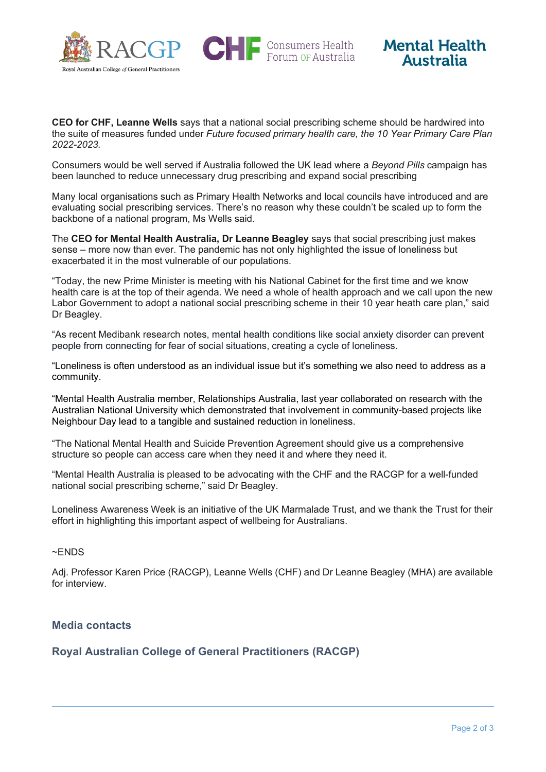**CEO for CHF, Leanne Wells** says that a national social prescribing scheme should be hardwired into the suite of measures funded under *Future focused primary health care, the 10 Year Primary Care Plan 2022-2023.*

Consumers would be well served if Australia followed the UK lead where a *Beyond Pills* campaign has been launched to reduce unnecessary drug prescribing and expand social prescribing

Many local organisations such as Primary Health Networks and local councils have introduced and are evaluating social prescribing services. There's no reason why these couldn't be scaled up to form the backbone of a national program, Ms Wells said.

The **CEO for Mental Health Australia, Dr Leanne Beagley** says that social prescribing just makes sense – more now than ever. The pandemic has not only highlighted the issue of loneliness but exacerbated it in the most vulnerable of our populations.

"Today, the new Prime Minister is meeting with his National Cabinet for the first time and we know health care is at the top of their agenda. We need a whole of health approach and we call upon the new Labor Government to adopt a national social prescribing scheme in their 10 year heath care plan," said Dr Beagley.

"As recent Medibank research notes, mental health conditions like social anxiety disorder can prevent people from connecting for fear of social situations, creating a cycle of loneliness.

"Loneliness is often understood as an individual issue but it's something we also need to address as a community.

"Mental Health Australia member, Relationships Australia, last year collaborated on research with the Australian National University which demonstrated that involvement in community-based projects like Neighbour Day lead to a tangible and sustained reduction in loneliness.

"The National Mental Health and Suicide Prevention Agreement should give us a comprehensive structure so people can access care when they need it and where they need it.

"Mental Health Australia is pleased to be advocating with the CHF and the RACGP for a well-funded national social prescribing scheme," said Dr Beagley.

Loneliness Awareness Week is an initiative of the UK Marmalade Trust, and we thank the Trust for their effort in highlighting this important aspect of wellbeing for Australians.

~ENDS

Adj. Professor Karen Price (RACGP), Leanne Wells (CHF) and Dr Leanne Beagley (MHA) are available for interview.

## Media contacts

### Royal Australian College of General Practitioners (RACGP)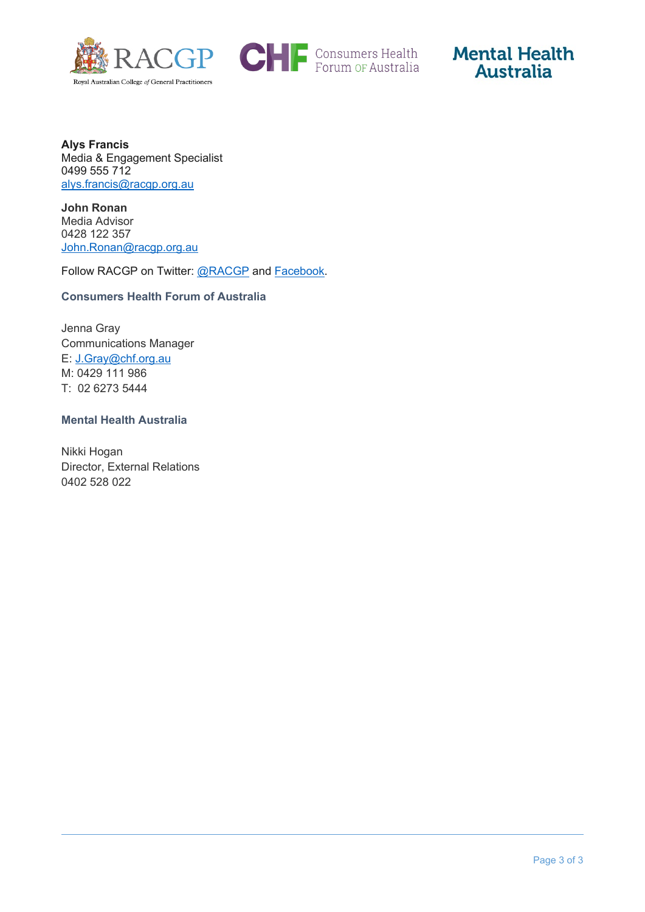**Alys Francis**
Media & Engagement Specialist
0499 555 712
alys.francis@racgp.org.au

**John Ronan**
Media Advisor
0428 122 357
John.Ronan@racgp.org.au

Follow RACGP on Twitter: @RACGP and Facebook.

**Consumers Health Forum of Australia**

Jenna Gray
Communications Manager
E: J.Gray@chf.org.au
M: 0429 111 986
T: 02 6273 5444

**Mental Health Australia**

Nikki Hogan
Director, External Relations
0402 528 022